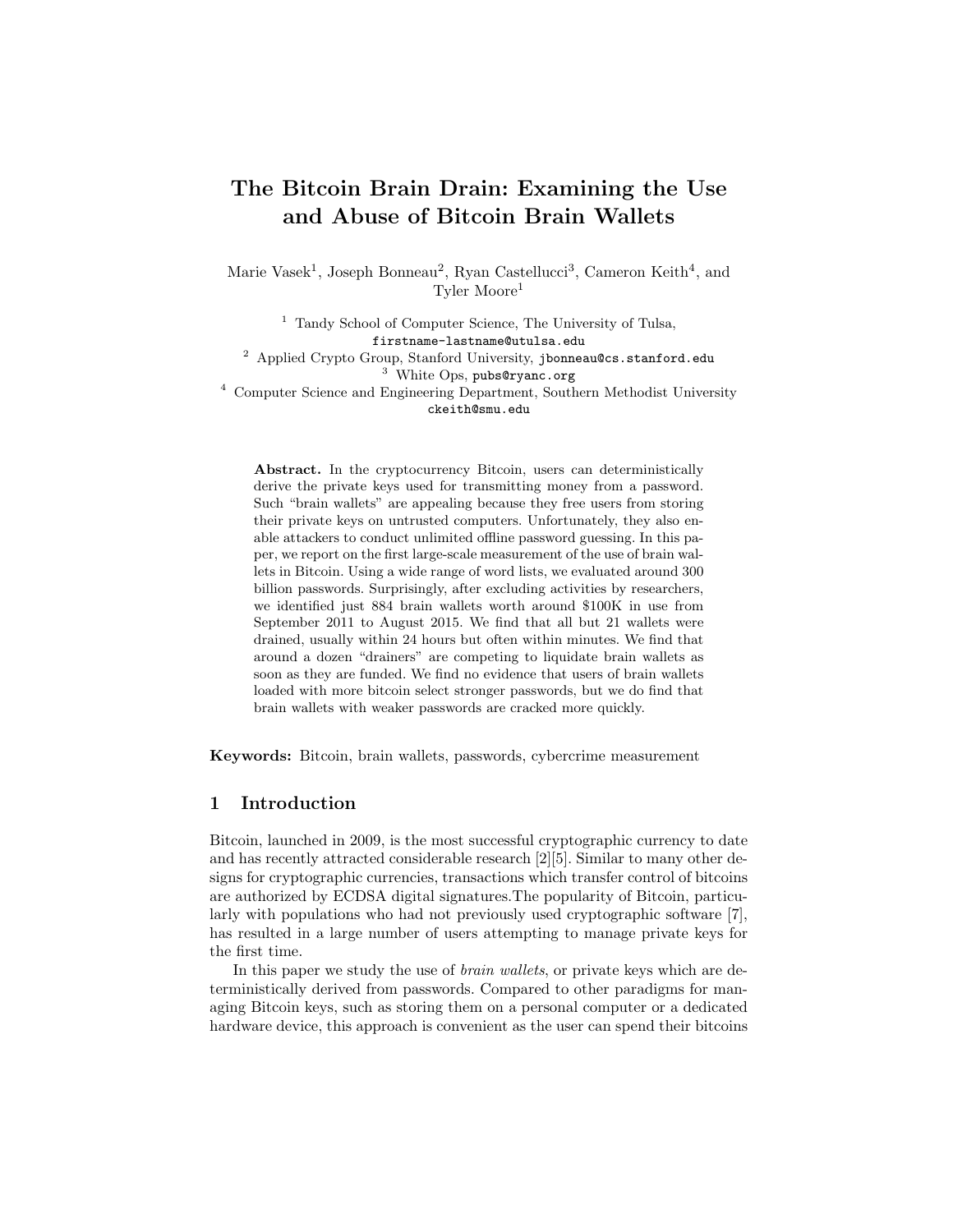# The Bitcoin Brain Drain: Examining the Use and Abuse of Bitcoin Brain Wallets

Marie Vasek[1], Joseph Bonneau[2], Ryan Castellucci[3], Cameron Keith[4], and Tyler Moore[1]

[1] Tandy School of Computer Science, The University of Tulsa, `firstname-lastname@utulsa.edu`

[2] Applied Crypto Group, Stanford University, `jbonneau@cs.stanford.edu`

[3] White Ops, `pubs@ryanc.org`

[4] Computer Science and Engineering Department, Southern Methodist University `ckeith@smu.edu`

**Abstract.** In the cryptocurrency Bitcoin, users can deterministically derive the private keys used for transmitting money from a password. Such "brain wallets" are appealing because they free users from storing their private keys on untrusted computers. Unfortunately, they also enable attackers to conduct unlimited offline password guessing. In this paper, we report on the first large-scale measurement of the use of brain wallets in Bitcoin. Using a wide range of word lists, we evaluated around 300 billion passwords. Surprisingly, after excluding activities by researchers, we identified just 884 brain wallets worth around $100K in use from September 2011 to August 2015. We find that all but 21 wallets were drained, usually within 24 hours but often within minutes. We find that around a dozen "drainers" are competing to liquidate brain wallets as soon as they are funded. We find no evidence that users of brain wallets loaded with more bitcoin select stronger passwords, but we do find that brain wallets with weaker passwords are cracked more quickly.

**Keywords:** Bitcoin, brain wallets, passwords, cybercrime measurement

## 1 Introduction

Bitcoin, launched in 2009, is the most successful cryptographic currency to date and has recently attracted considerable research [2][5]. Similar to many other designs for cryptographic currencies, transactions which transfer control of bitcoins are authorized by ECDSA digital signatures.The popularity of Bitcoin, particularly with populations who had not previously used cryptographic software [7], has resulted in a large number of users attempting to manage private keys for the first time.

In this paper we study the use of *brain wallets*, or private keys which are deterministically derived from passwords. Compared to other paradigms for managing Bitcoin keys, such as storing them on a personal computer or a dedicated hardware device, this approach is convenient as the user can spend their bitcoins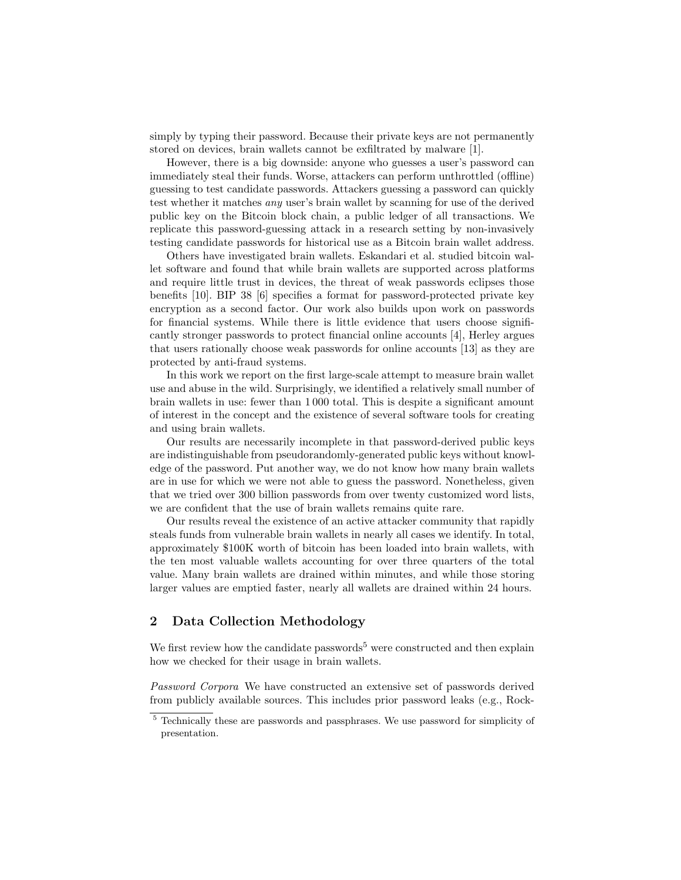simply by typing their password. Because their private keys are not permanently stored on devices, brain wallets cannot be exfiltrated by malware [1].

However, there is a big downside: anyone who guesses a user's password can immediately steal their funds. Worse, attackers can perform unthrottled (offline) guessing to test candidate passwords. Attackers guessing a password can quickly test whether it matches *any* user's brain wallet by scanning for use of the derived public key on the Bitcoin block chain, a public ledger of all transactions. We replicate this password-guessing attack in a research setting by non-invasively testing candidate passwords for historical use as a Bitcoin brain wallet address.

Others have investigated brain wallets. Eskandari et al. studied bitcoin wallet software and found that while brain wallets are supported across platforms and require little trust in devices, the threat of weak passwords eclipses those benefits [10]. BIP 38 [6] specifies a format for password-protected private key encryption as a second factor. Our work also builds upon work on passwords for financial systems. While there is little evidence that users choose significantly stronger passwords to protect financial online accounts [4], Herley argues that users rationally choose weak passwords for online accounts [13] as they are protected by anti-fraud systems.

In this work we report on the first large-scale attempt to measure brain wallet use and abuse in the wild. Surprisingly, we identified a relatively small number of brain wallets in use: fewer than 1 000 total. This is despite a significant amount of interest in the concept and the existence of several software tools for creating and using brain wallets.

Our results are necessarily incomplete in that password-derived public keys are indistinguishable from pseudorandomly-generated public keys without knowledge of the password. Put another way, we do not know how many brain wallets are in use for which we were not able to guess the password. Nonetheless, given that we tried over 300 billion passwords from over twenty customized word lists, we are confident that the use of brain wallets remains quite rare.

Our results reveal the existence of an active attacker community that rapidly steals funds from vulnerable brain wallets in nearly all cases we identify. In total, approximately $100K worth of bitcoin has been loaded into brain wallets, with the ten most valuable wallets accounting for over three quarters of the total value. Many brain wallets are drained within minutes, and while those storing larger values are emptied faster, nearly all wallets are drained within 24 hours.

## 2 Data Collection Methodology

We first review how the candidate passwords[5] were constructed and then explain how we checked for their usage in brain wallets.

*Password Corpora* We have constructed an extensive set of passwords derived from publicly available sources. This includes prior password leaks (e.g., Rock-

[5] Technically these are passwords and passphrases. We use password for simplicity of presentation.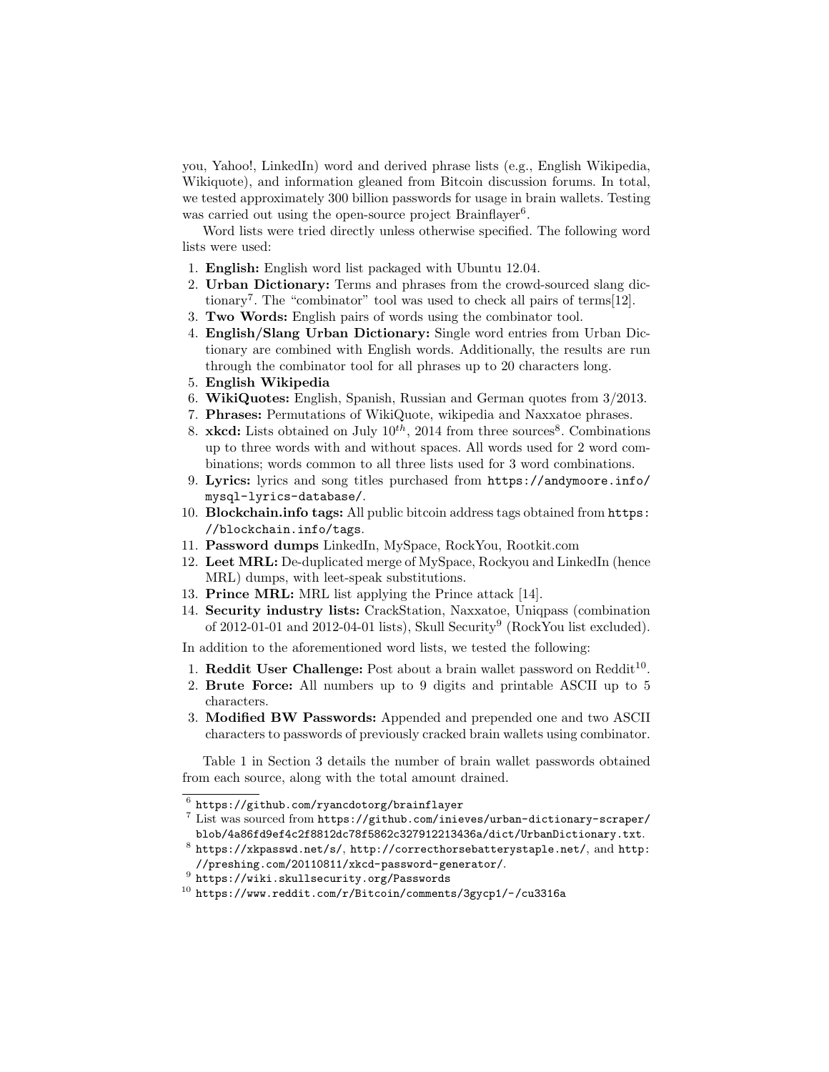you, Yahoo!, LinkedIn) word and derived phrase lists (e.g., English Wikipedia, Wikiquote), and information gleaned from Bitcoin discussion forums. In total, we tested approximately 300 billion passwords for usage in brain wallets. Testing was carried out using the open-source project Brainflayer[6].

Word lists were tried directly unless otherwise specified. The following word lists were used:

1. **English:** English word list packaged with Ubuntu 12.04.
2. **Urban Dictionary:** Terms and phrases from the crowd-sourced slang dictionary[7]. The "combinator" tool was used to check all pairs of terms[12].
3. **Two Words:** English pairs of words using the combinator tool.
4. **English/Slang Urban Dictionary:** Single word entries from Urban Dictionary are combined with English words. Additionally, the results are run through the combinator tool for all phrases up to 20 characters long.
5. **English Wikipedia**
6. **WikiQuotes:** English, Spanish, Russian and German quotes from 3/2013.
7. **Phrases:** Permutations of WikiQuote, wikipedia and Naxxatoe phrases.
8. **xkcd:** Lists obtained on July $10^{th}$, 2014 from three sources[8]. Combinations up to three words with and without spaces. All words used for 2 word combinations; words common to all three lists used for 3 word combinations.
9. **Lyrics:** lyrics and song titles purchased from `https://andymoore.info/mysql-lyrics-database/`.
10. **Blockchain.info tags:** All public bitcoin address tags obtained from `https://blockchain.info/tags`.
11. **Password dumps** LinkedIn, MySpace, RockYou, Rootkit.com
12. **Leet MRL:** De-duplicated merge of MySpace, Rockyou and LinkedIn (hence MRL) dumps, with leet-speak substitutions.
13. **Prince MRL:** MRL list applying the Prince attack [14].
14. **Security industry lists:** CrackStation, Naxxatoe, Uniqpass (combination of 2012-01-01 and 2012-04-01 lists), Skull Security[9] (RockYou list excluded).

In addition to the aforementioned word lists, we tested the following:

1. **Reddit User Challenge:** Post about a brain wallet password on Reddit[10].
2. **Brute Force:** All numbers up to 9 digits and printable ASCII up to 5 characters.
3. **Modified BW Passwords:** Appended and prepended one and two ASCII characters to passwords of previously cracked brain wallets using combinator.

Table 1 in Section 3 details the number of brain wallet passwords obtained from each source, along with the total amount drained.

---

[6] `https://github.com/ryancdotorg/brainflayer`

[7] List was sourced from `https://github.com/inieves/urban-dictionary-scraper/blob/4a86fd9ef4c2f8812dc78f5862c327912213436a/dict/UrbanDictionary.txt`.

[8] `https://xkpasswd.net/s/`, `http://correcthorsebatterystaple.net/`, and `http://preshing.com/20110811/xkcd-password-generator/`.

[9] `https://wiki.skullsecurity.org/Passwords`

[10] `https://www.reddit.com/r/Bitcoin/comments/3gycp1/-/cu3316a`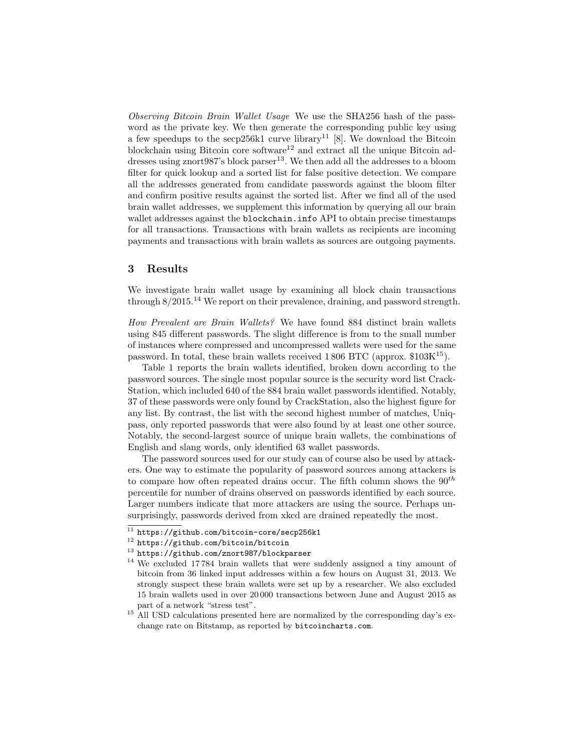*Observing Bitcoin Brain Wallet Usage* We use the SHA256 hash of the password as the private key. We then generate the corresponding public key using a few speedups to the secp256k1 curve library[11] [8]. We download the Bitcoin blockchain using Bitcoin core software[12] and extract all the unique Bitcoin addresses using znort987's block parser[13]. We then add all the addresses to a bloom filter for quick lookup and a sorted list for false positive detection. We compare all the addresses generated from candidate passwords against the bloom filter and confirm positive results against the sorted list. After we find all of the used brain wallet addresses, we supplement this information by querying all our brain wallet addresses against the `blockchain.info` API to obtain precise timestamps for all transactions. Transactions with brain wallets as recipients are incoming payments and transactions with brain wallets as sources are outgoing payments.

## 3 Results

We investigate brain wallet usage by examining all block chain transactions through 8/2015.[14] We report on their prevalence, draining, and password strength.

*How Prevalent are Brain Wallets?* We have found 884 distinct brain wallets using 845 different passwords. The slight difference is from to the small number of instances where compressed and uncompressed wallets were used for the same password. In total, these brain wallets received 1 806 BTC (approx. \$103K[15]).

Table 1 reports the brain wallets identified, broken down according to the password sources. The single most popular source is the security word list CrackStation, which included 640 of the 884 brain wallet passwords identified. Notably, 37 of these passwords were only found by CrackStation, also the highest figure for any list. By contrast, the list with the second highest number of matches, Uniqpass, only reported passwords that were also found by at least one other source. Notably, the second-largest source of unique brain wallets, the combinations of English and slang words, only identified 63 wallet passwords.

The password sources used for our study can of course also be used by attackers. One way to estimate the popularity of password sources among attackers is to compare how often repeated drains occur. The fifth column shows the $90^{th}$ percentile for number of drains observed on passwords identified by each source. Larger numbers indicate that more attackers are using the source. Perhaps unsurprisingly, passwords derived from xkcd are drained repeatedly the most.

---

[11] `https://github.com/bitcoin-core/secp256k1`

[12] `https://github.com/bitcoin/bitcoin`

[13] `https://github.com/znort987/blockparser`

[14] We excluded 17 784 brain wallets that were suddenly assigned a tiny amount of bitcoin from 36 linked input addresses within a few hours on August 31, 2013. We strongly suspect these brain wallets were set up by a researcher. We also excluded 15 brain wallets used in over 20 000 transactions between June and August 2015 as part of a network "stress test".

[15] All USD calculations presented here are normalized by the corresponding day's exchange rate on Bitstamp, as reported by `bitcoincharts.com`.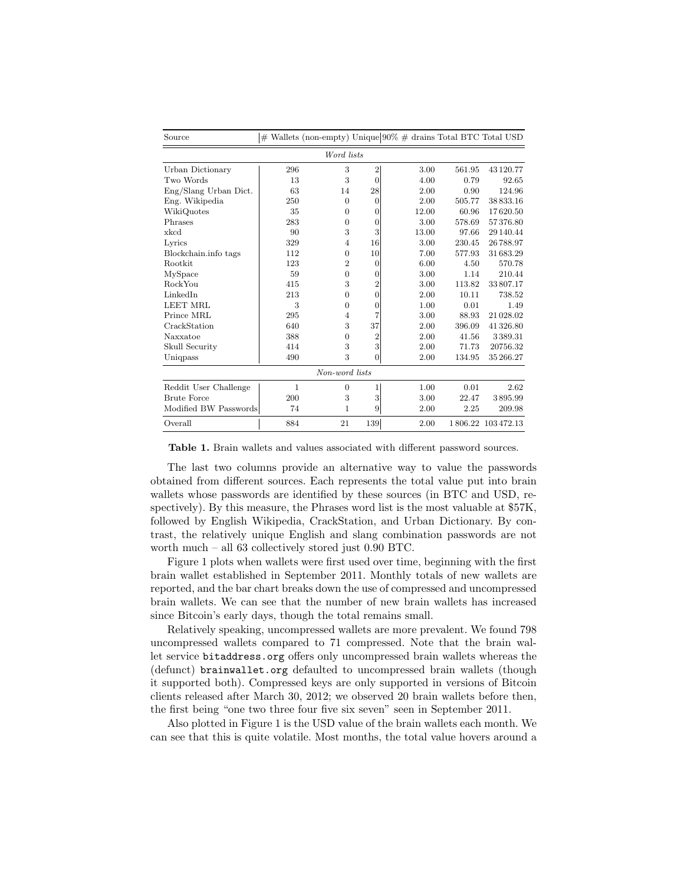| Source | # Wallets (non-empty) | Unique | 90% | # drains | Total BTC | Total USD |
|---|---|---|---|---|---|---|
| *Word lists* | | | | | | |
| Urban Dictionary | 296 | 3 | 2 | 3.00 | 561.95 | 43 120.77 |
| Two Words | 13 | 3 | 0 | 4.00 | 0.79 | 92.65 |
| Eng/Slang Urban Dict. | 63 | 14 | 28 | 2.00 | 0.90 | 124.96 |
| Eng. Wikipedia | 250 | 0 | 0 | 2.00 | 505.77 | 38 833.16 |
| WikiQuotes | 35 | 0 | 0 | 12.00 | 60.96 | 17 620.50 |
| Phrases | 283 | 0 | 0 | 3.00 | 578.69 | 57 376.80 |
| xkcd | 90 | 3 | 3 | 13.00 | 97.66 | 29 140.44 |
| Lyrics | 329 | 4 | 16 | 3.00 | 230.45 | 26 788.97 |
| Blockchain.info tags | 112 | 0 | 10 | 7.00 | 577.93 | 31 683.29 |
| Rootkit | 123 | 2 | 0 | 6.00 | 4.50 | 570.78 |
| MySpace | 59 | 0 | 0 | 3.00 | 1.14 | 210.44 |
| RockYou | 415 | 3 | 2 | 3.00 | 113.82 | 33 807.17 |
| LinkedIn | 213 | 0 | 0 | 2.00 | 10.11 | 738.52 |
| LEET MRL | 3 | 0 | 0 | 1.00 | 0.01 | 1.49 |
| Prince MRL | 295 | 4 | 7 | 3.00 | 88.93 | 21 028.02 |
| CrackStation | 640 | 3 | 37 | 2.00 | 396.09 | 41 326.80 |
| Naxxatoe | 388 | 0 | 2 | 2.00 | 41.56 | 3 389.31 |
| Skull Security | 414 | 3 | 3 | 2.00 | 71.73 | 20756.32 |
| Uniqpass | 490 | 3 | 0 | 2.00 | 134.95 | 35 266.27 |
| *Non-word lists* | | | | | | |
| Reddit User Challenge | 1 | 0 | 1 | 1.00 | 0.01 | 2.62 |
| Brute Force | 200 | 3 | 3 | 3.00 | 22.47 | 3 895.99 |
| Modified BW Passwords | 74 | 1 | 9 | 2.00 | 2.25 | 209.98 |
| Overall | 884 | 21 | 139 | 2.00 | 1 806.22 | 103 472.13 |

**Table 1.** Brain wallets and values associated with different password sources.

The last two columns provide an alternative way to value the passwords obtained from different sources. Each represents the total value put into brain wallets whose passwords are identified by these sources (in BTC and USD, respectively). By this measure, the Phrases word list is the most valuable at $57K, followed by English Wikipedia, CrackStation, and Urban Dictionary. By contrast, the relatively unique English and slang combination passwords are not worth much – all 63 collectively stored just 0.90 BTC.

Figure 1 plots when wallets were first used over time, beginning with the first brain wallet established in September 2011. Monthly totals of new wallets are reported, and the bar chart breaks down the use of compressed and uncompressed brain wallets. We can see that the number of new brain wallets has increased since Bitcoin's early days, though the total remains small.

Relatively speaking, uncompressed wallets are more prevalent. We found 798 uncompressed wallets compared to 71 compressed. Note that the brain wallet service `bitaddress.org` offers only uncompressed brain wallets whereas the (defunct) `brainwallet.org` defaulted to uncompressed brain wallets (though it supported both). Compressed keys are only supported in versions of Bitcoin clients released after March 30, 2012; we observed 20 brain wallets before then, the first being "one two three four five six seven" seen in September 2011.

Also plotted in Figure 1 is the USD value of the brain wallets each month. We can see that this is quite volatile. Most months, the total value hovers around a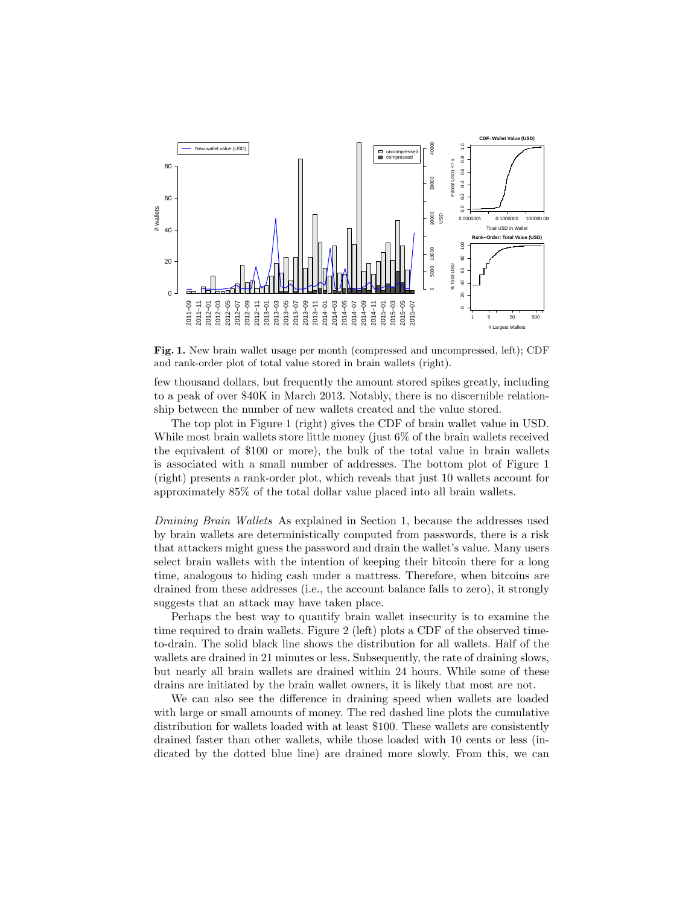**Fig. 1.** New brain wallet usage per month (compressed and uncompressed, left); CDF and rank-order plot of total value stored in brain wallets (right).

few thousand dollars, but frequently the amount stored spikes greatly, including to a peak of over $40K in March 2013. Notably, there is no discernible relationship between the number of new wallets created and the value stored.

The top plot in Figure 1 (right) gives the CDF of brain wallet value in USD. While most brain wallets store little money (just 6% of the brain wallets received the equivalent of $100 or more), the bulk of the total value in brain wallets is associated with a small number of addresses. The bottom plot of Figure 1 (right) presents a rank-order plot, which reveals that just 10 wallets account for approximately 85% of the total dollar value placed into all brain wallets.

*Draining Brain Wallets* As explained in Section 1, because the addresses used by brain wallets are deterministically computed from passwords, there is a risk that attackers might guess the password and drain the wallet's value. Many users select brain wallets with the intention of keeping their bitcoin there for a long time, analogous to hiding cash under a mattress. Therefore, when bitcoins are drained from these addresses (i.e., the account balance falls to zero), it strongly suggests that an attack may have taken place.

Perhaps the best way to quantify brain wallet insecurity is to examine the time required to drain wallets. Figure 2 (left) plots a CDF of the observed time-to-drain. The solid black line shows the distribution for all wallets. Half of the wallets are drained in 21 minutes or less. Subsequently, the rate of draining slows, but nearly all brain wallets are drained within 24 hours. While some of these drains are initiated by the brain wallet owners, it is likely that most are not.

We can also see the difference in draining speed when wallets are loaded with large or small amounts of money. The red dashed line plots the cumulative distribution for wallets loaded with at least $100. These wallets are consistently drained faster than other wallets, while those loaded with 10 cents or less (indicated by the dotted blue line) are drained more slowly. From this, we can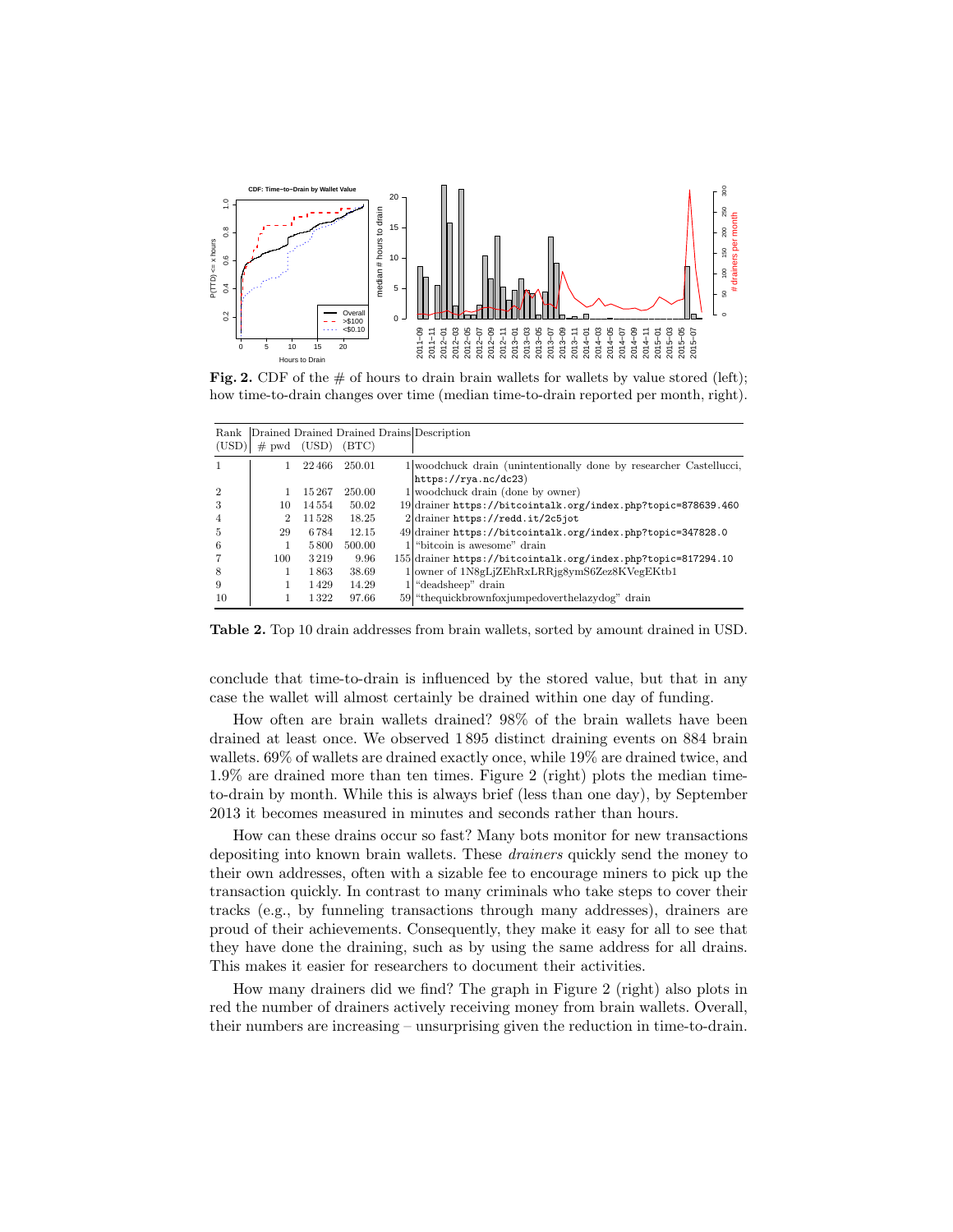**Fig. 2.** CDF of the # of hours to drain brain wallets for wallets by value stored (left); how time-to-drain changes over time (median time-to-drain reported per month, right).

| Rank (USD) | Drained # pwd | Drained (USD) | Drained (BTC) | Drains | Description |
|---|---|---|---|---|---|
| 1 | 1 | 22 466 | 250.01 | 1 | woodchuck drain (unintentionally done by researcher Castellucci, `https://rya.nc/dc23`) |
| 2 | 1 | 15 267 | 250.00 | 1 | woodchuck drain (done by owner) |
| 3 | 10 | 14 554 | 50.02 | 19 | drainer `https://bitcointalk.org/index.php?topic=878639.460` |
| 4 | 2 | 11 528 | 18.25 | 2 | drainer `https://redd.it/2c5jot` |
| 5 | 29 | 6 784 | 12.15 | 49 | drainer `https://bitcointalk.org/index.php?topic=347828.0` |
| 6 | 1 | 5 800 | 500.00 | 1 | "bitcoin is awesome" drain |
| 7 | 100 | 3 219 | 9.96 | 155 | drainer `https://bitcointalk.org/index.php?topic=817294.10` |
| 8 | 1 | 1 863 | 38.69 | 1 | owner of 1N8gLjZEhRxLRRjg8ymS6Zez8KVegEKtb1 |
| 9 | 1 | 1 429 | 14.29 | 1 | "deadsheep" drain |
| 10 | 1 | 1 322 | 97.66 | 59 | "thequickbrownfoxjumpedoverthelazydog" drain |

**Table 2.** Top 10 drain addresses from brain wallets, sorted by amount drained in USD.

conclude that time-to-drain is influenced by the stored value, but that in any case the wallet will almost certainly be drained within one day of funding.

How often are brain wallets drained? 98% of the brain wallets have been drained at least once. We observed 1 895 distinct draining events on 884 brain wallets. 69% of wallets are drained exactly once, while 19% are drained twice, and 1.9% are drained more than ten times. Figure 2 (right) plots the median time-to-drain by month. While this is always brief (less than one day), by September 2013 it becomes measured in minutes and seconds rather than hours.

How can these drains occur so fast? Many bots monitor for new transactions depositing into known brain wallets. These *drainers* quickly send the money to their own addresses, often with a sizable fee to encourage miners to pick up the transaction quickly. In contrast to many criminals who take steps to cover their tracks (e.g., by funneling transactions through many addresses), drainers are proud of their achievements. Consequently, they make it easy for all to see that they have done the draining, such as by using the same address for all drains. This makes it easier for researchers to document their activities.

How many drainers did we find? The graph in Figure 2 (right) also plots in red the number of drainers actively receiving money from brain wallets. Overall, their numbers are increasing – unsurprising given the reduction in time-to-drain.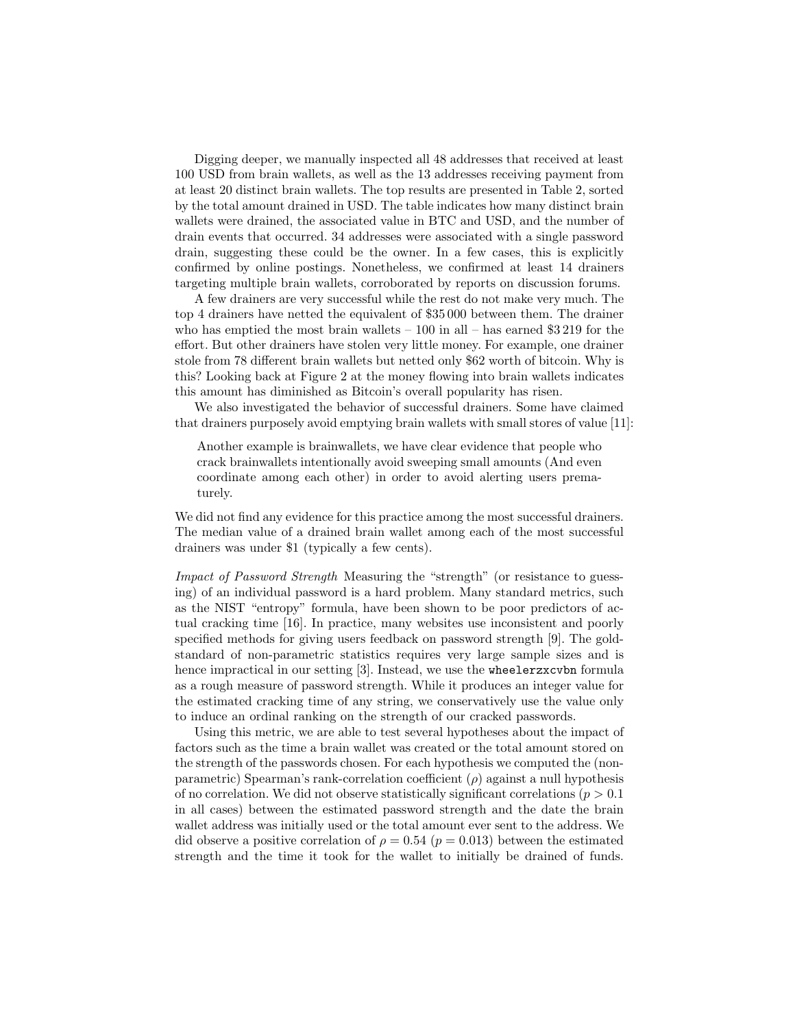Digging deeper, we manually inspected all 48 addresses that received at least 100 USD from brain wallets, as well as the 13 addresses receiving payment from at least 20 distinct brain wallets. The top results are presented in Table 2, sorted by the total amount drained in USD. The table indicates how many distinct brain wallets were drained, the associated value in BTC and USD, and the number of drain events that occurred. 34 addresses were associated with a single password drain, suggesting these could be the owner. In a few cases, this is explicitly confirmed by online postings. Nonetheless, we confirmed at least 14 drainers targeting multiple brain wallets, corroborated by reports on discussion forums.

A few drainers are very successful while the rest do not make very much. The top 4 drainers have netted the equivalent of \$35 000 between them. The drainer who has emptied the most brain wallets – 100 in all – has earned \$3 219 for the effort. But other drainers have stolen very little money. For example, one drainer stole from 78 different brain wallets but netted only \$62 worth of bitcoin. Why is this? Looking back at Figure 2 at the money flowing into brain wallets indicates this amount has diminished as Bitcoin's overall popularity has risen.

We also investigated the behavior of successful drainers. Some have claimed that drainers purposely avoid emptying brain wallets with small stores of value [11]:

> Another example is brainwallets, we have clear evidence that people who crack brainwallets intentionally avoid sweeping small amounts (And even coordinate among each other) in order to avoid alerting users prematurely.

We did not find any evidence for this practice among the most successful drainers. The median value of a drained brain wallet among each of the most successful drainers was under \$1 (typically a few cents).

*Impact of Password Strength* Measuring the "strength" (or resistance to guessing) of an individual password is a hard problem. Many standard metrics, such as the NIST "entropy" formula, have been shown to be poor predictors of actual cracking time [16]. In practice, many websites use inconsistent and poorly specified methods for giving users feedback on password strength [9]. The gold-standard of non-parametric statistics requires very large sample sizes and is hence impractical in our setting [3]. Instead, we use the `wheelerzxcvbn` formula as a rough measure of password strength. While it produces an integer value for the estimated cracking time of any string, we conservatively use the value only to induce an ordinal ranking on the strength of our cracked passwords.

Using this metric, we are able to test several hypotheses about the impact of factors such as the time a brain wallet was created or the total amount stored on the strength of the passwords chosen. For each hypothesis we computed the (non-parametric) Spearman's rank-correlation coefficient ($\rho$) against a null hypothesis of no correlation. We did not observe statistically significant correlations ($p > 0.1$ in all cases) between the estimated password strength and the date the brain wallet address was initially used or the total amount ever sent to the address. We did observe a positive correlation of $\rho = 0.54$ ($p = 0.013$) between the estimated strength and the time it took for the wallet to initially be drained of funds.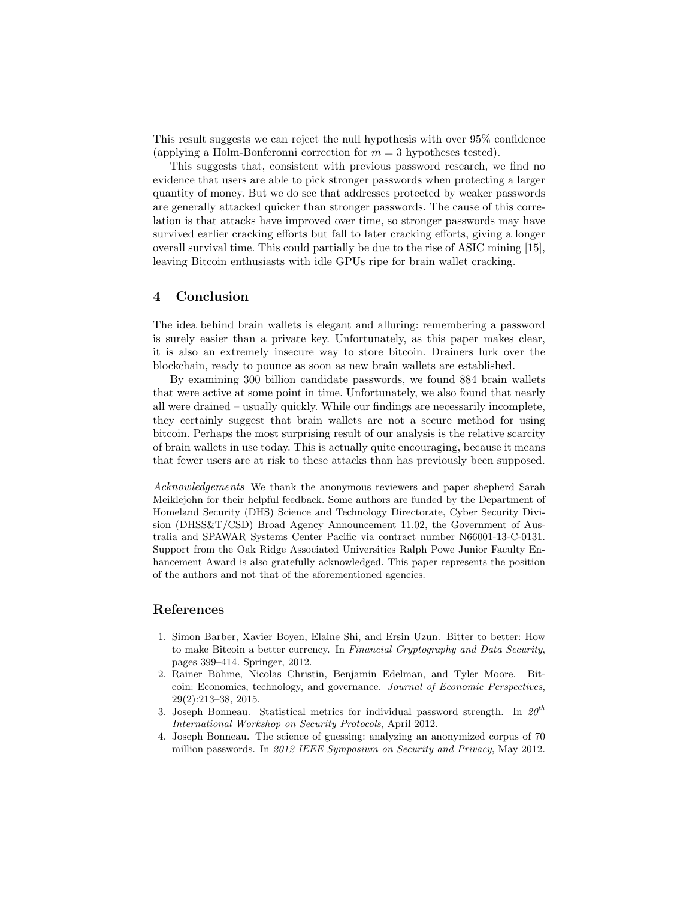This result suggests we can reject the null hypothesis with over 95% confidence (applying a Holm-Bonferonni correction for $m = 3$ hypotheses tested).

This suggests that, consistent with previous password research, we find no evidence that users are able to pick stronger passwords when protecting a larger quantity of money. But we do see that addresses protected by weaker passwords are generally attacked quicker than stronger passwords. The cause of this correlation is that attacks have improved over time, so stronger passwords may have survived earlier cracking efforts but fall to later cracking efforts, giving a longer overall survival time. This could partially be due to the rise of ASIC mining [15], leaving Bitcoin enthusiasts with idle GPUs ripe for brain wallet cracking.

## 4 Conclusion

The idea behind brain wallets is elegant and alluring: remembering a password is surely easier than a private key. Unfortunately, as this paper makes clear, it is also an extremely insecure way to store bitcoin. Drainers lurk over the blockchain, ready to pounce as soon as new brain wallets are established.

By examining 300 billion candidate passwords, we found 884 brain wallets that were active at some point in time. Unfortunately, we also found that nearly all were drained – usually quickly. While our findings are necessarily incomplete, they certainly suggest that brain wallets are not a secure method for using bitcoin. Perhaps the most surprising result of our analysis is the relative scarcity of brain wallets in use today. This is actually quite encouraging, because it means that fewer users are at risk to these attacks than has previously been supposed.

*Acknowledgements* We thank the anonymous reviewers and paper shepherd Sarah Meiklejohn for their helpful feedback. Some authors are funded by the Department of Homeland Security (DHS) Science and Technology Directorate, Cyber Security Division (DHSS&T/CSD) Broad Agency Announcement 11.02, the Government of Australia and SPAWAR Systems Center Pacific via contract number N66001-13-C-0131. Support from the Oak Ridge Associated Universities Ralph Powe Junior Faculty Enhancement Award is also gratefully acknowledged. This paper represents the position of the authors and not that of the aforementioned agencies.

## References

1. Simon Barber, Xavier Boyen, Elaine Shi, and Ersin Uzun. Bitter to better: How to make Bitcoin a better currency. In *Financial Cryptography and Data Security*, pages 399–414. Springer, 2012.
2. Rainer Böhme, Nicolas Christin, Benjamin Edelman, and Tyler Moore. Bitcoin: Economics, technology, and governance. *Journal of Economic Perspectives*, 29(2):213–38, 2015.
3. Joseph Bonneau. Statistical metrics for individual password strength. In *20th International Workshop on Security Protocols*, April 2012.
4. Joseph Bonneau. The science of guessing: analyzing an anonymized corpus of 70 million passwords. In *2012 IEEE Symposium on Security and Privacy*, May 2012.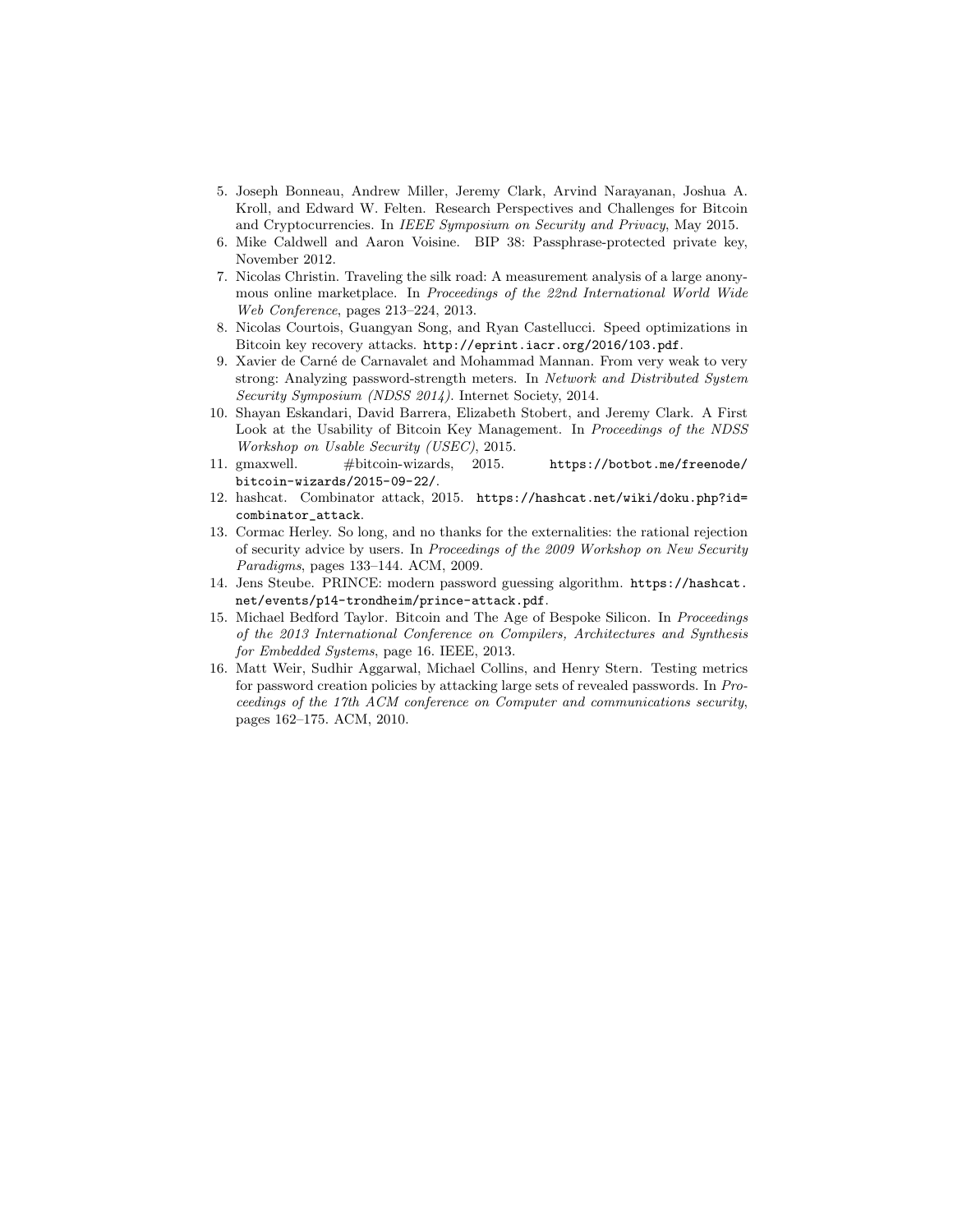5. Joseph Bonneau, Andrew Miller, Jeremy Clark, Arvind Narayanan, Joshua A. Kroll, and Edward W. Felten. Research Perspectives and Challenges for Bitcoin and Cryptocurrencies. In *IEEE Symposium on Security and Privacy*, May 2015.
6. Mike Caldwell and Aaron Voisine. BIP 38: Passphrase-protected private key, November 2012.
7. Nicolas Christin. Traveling the silk road: A measurement analysis of a large anonymous online marketplace. In *Proceedings of the 22nd International World Wide Web Conference*, pages 213–224, 2013.
8. Nicolas Courtois, Guangyan Song, and Ryan Castellucci. Speed optimizations in Bitcoin key recovery attacks. `http://eprint.iacr.org/2016/103.pdf`.
9. Xavier de Carné de Carnavalet and Mohammad Mannan. From very weak to very strong: Analyzing password-strength meters. In *Network and Distributed System Security Symposium (NDSS 2014)*. Internet Society, 2014.
10. Shayan Eskandari, David Barrera, Elizabeth Stobert, and Jeremy Clark. A First Look at the Usability of Bitcoin Key Management. In *Proceedings of the NDSS Workshop on Usable Security (USEC)*, 2015.
11. gmaxwell. #bitcoin-wizards, 2015. `https://botbot.me/freenode/bitcoin-wizards/2015-09-22/`.
12. hashcat. Combinator attack, 2015. `https://hashcat.net/wiki/doku.php?id=combinator_attack`.
13. Cormac Herley. So long, and no thanks for the externalities: the rational rejection of security advice by users. In *Proceedings of the 2009 Workshop on New Security Paradigms*, pages 133–144. ACM, 2009.
14. Jens Steube. PRINCE: modern password guessing algorithm. `https://hashcat.net/events/p14-trondheim/prince-attack.pdf`.
15. Michael Bedford Taylor. Bitcoin and The Age of Bespoke Silicon. In *Proceedings of the 2013 International Conference on Compilers, Architectures and Synthesis for Embedded Systems*, page 16. IEEE, 2013.
16. Matt Weir, Sudhir Aggarwal, Michael Collins, and Henry Stern. Testing metrics for password creation policies by attacking large sets of revealed passwords. In *Proceedings of the 17th ACM conference on Computer and communications security*, pages 162–175. ACM, 2010.